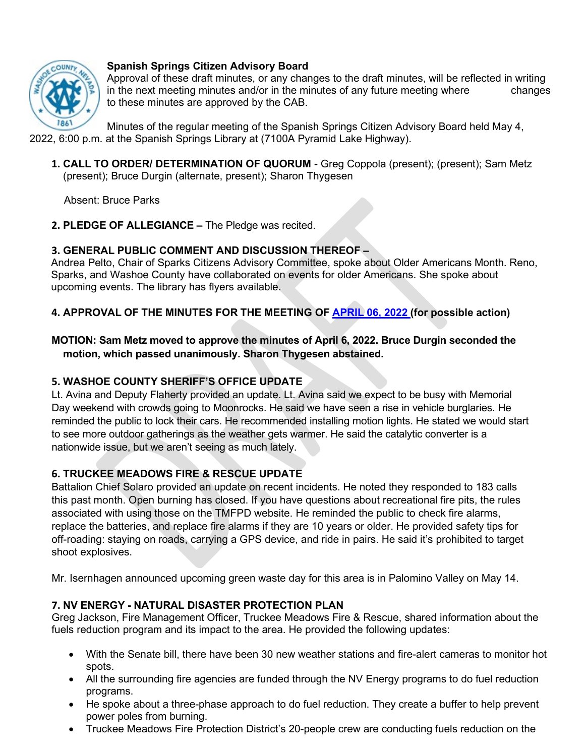**Spanish Springs Citizen Advisory Board**
Approval of these draft minutes, or any changes to the draft minutes, will be reflected in writing in the next meeting minutes and/or in the minutes of any future meeting where changes to these minutes are approved by the CAB.

Minutes of the regular meeting of the Spanish Springs Citizen Advisory Board held May 4, 2022, 6:00 p.m. at the Spanish Springs Library at (7100A Pyramid Lake Highway).

1. **CALL TO ORDER/ DETERMINATION OF QUORUM** - Greg Coppola (present); (present); Sam Metz (present); Bruce Durgin (alternate, present); Sharon Thygesen

   Absent: Bruce Parks

2. **PLEDGE OF ALLEGIANCE –** The Pledge was recited.

**3. GENERAL PUBLIC COMMENT AND DISCUSSION THEREOF –**
Andrea Pelto, Chair of Sparks Citizens Advisory Committee, spoke about Older Americans Month. Reno, Sparks, and Washoe County have collaborated on events for older Americans. She spoke about upcoming events. The library has flyers available.

**4. APPROVAL OF THE MINUTES FOR THE MEETING OF [APRIL 06, 2022](#) (for possible action)**

**MOTION: Sam Metz moved to approve the minutes of April 6, 2022. Bruce Durgin seconded the motion, which passed unanimously. Sharon Thygesen abstained.**

**5. WASHOE COUNTY SHERIFF'S OFFICE UPDATE**
Lt. Avina and Deputy Flaherty provided an update. Lt. Avina said we expect to be busy with Memorial Day weekend with crowds going to Moonrocks. He said we have seen a rise in vehicle burglaries. He reminded the public to lock their cars. He recommended installing motion lights. He stated we would start to see more outdoor gatherings as the weather gets warmer. He said the catalytic converter is a nationwide issue, but we aren't seeing as much lately.

**6. TRUCKEE MEADOWS FIRE & RESCUE UPDATE**
Battalion Chief Solaro provided an update on recent incidents. He noted they responded to 183 calls this past month. Open burning has closed. If you have questions about recreational fire pits, the rules associated with using those on the TMFPD website. He reminded the public to check fire alarms, replace the batteries, and replace fire alarms if they are 10 years or older. He provided safety tips for off-roading: staying on roads, carrying a GPS device, and ride in pairs. He said it's prohibited to target shoot explosives.

Mr. Isernhagen announced upcoming green waste day for this area is in Palomino Valley on May 14.

**7. NV ENERGY - NATURAL DISASTER PROTECTION PLAN**
Greg Jackson, Fire Management Officer, Truckee Meadows Fire & Rescue, shared information about the fuels reduction program and its impact to the area. He provided the following updates:

- With the Senate bill, there have been 30 new weather stations and fire-alert cameras to monitor hot spots.
- All the surrounding fire agencies are funded through the NV Energy programs to do fuel reduction programs.
- He spoke about a three-phase approach to do fuel reduction. They create a buffer to help prevent power poles from burning.
- Truckee Meadows Fire Protection District's 20-people crew are conducting fuels reduction on the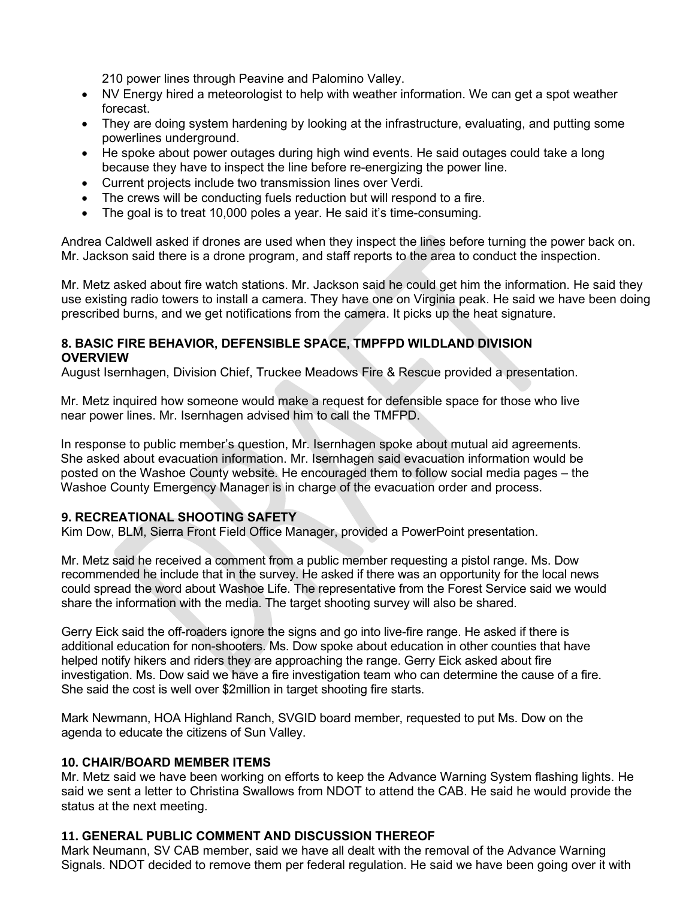210 power lines through Peavine and Palomino Valley.

- NV Energy hired a meteorologist to help with weather information. We can get a spot weather forecast.
- They are doing system hardening by looking at the infrastructure, evaluating, and putting some powerlines underground.
- He spoke about power outages during high wind events. He said outages could take a long because they have to inspect the line before re-energizing the power line.
- Current projects include two transmission lines over Verdi.
- The crews will be conducting fuels reduction but will respond to a fire.
- The goal is to treat 10,000 poles a year. He said it's time-consuming.

Andrea Caldwell asked if drones are used when they inspect the lines before turning the power back on. Mr. Jackson said there is a drone program, and staff reports to the area to conduct the inspection.

Mr. Metz asked about fire watch stations. Mr. Jackson said he could get him the information. He said they use existing radio towers to install a camera. They have one on Virginia peak. He said we have been doing prescribed burns, and we get notifications from the camera. It picks up the heat signature.

### 8. BASIC FIRE BEHAVIOR, DEFENSIBLE SPACE, TMPFPD WILDLAND DIVISION OVERVIEW

August Isernhagen, Division Chief, Truckee Meadows Fire & Rescue provided a presentation.

Mr. Metz inquired how someone would make a request for defensible space for those who live near power lines. Mr. Isernhagen advised him to call the TMFPD.

In response to public member's question, Mr. Isernhagen spoke about mutual aid agreements. She asked about evacuation information. Mr. Isernhagen said evacuation information would be posted on the Washoe County website. He encouraged them to follow social media pages – the Washoe County Emergency Manager is in charge of the evacuation order and process.

### 9. RECREATIONAL SHOOTING SAFETY

Kim Dow, BLM, Sierra Front Field Office Manager, provided a PowerPoint presentation.

Mr. Metz said he received a comment from a public member requesting a pistol range. Ms. Dow recommended he include that in the survey. He asked if there was an opportunity for the local news could spread the word about Washoe Life. The representative from the Forest Service said we would share the information with the media. The target shooting survey will also be shared.

Gerry Eick said the off-roaders ignore the signs and go into live-fire range. He asked if there is additional education for non-shooters. Ms. Dow spoke about education in other counties that have helped notify hikers and riders they are approaching the range. Gerry Eick asked about fire investigation. Ms. Dow said we have a fire investigation team who can determine the cause of a fire. She said the cost is well over $2million in target shooting fire starts.

Mark Newmann, HOA Highland Ranch, SVGID board member, requested to put Ms. Dow on the agenda to educate the citizens of Sun Valley.

### 10. CHAIR/BOARD MEMBER ITEMS

Mr. Metz said we have been working on efforts to keep the Advance Warning System flashing lights. He said we sent a letter to Christina Swallows from NDOT to attend the CAB. He said he would provide the status at the next meeting.

### 11. GENERAL PUBLIC COMMENT AND DISCUSSION THEREOF

Mark Neumann, SV CAB member, said we have all dealt with the removal of the Advance Warning Signals. NDOT decided to remove them per federal regulation. He said we have been going over it with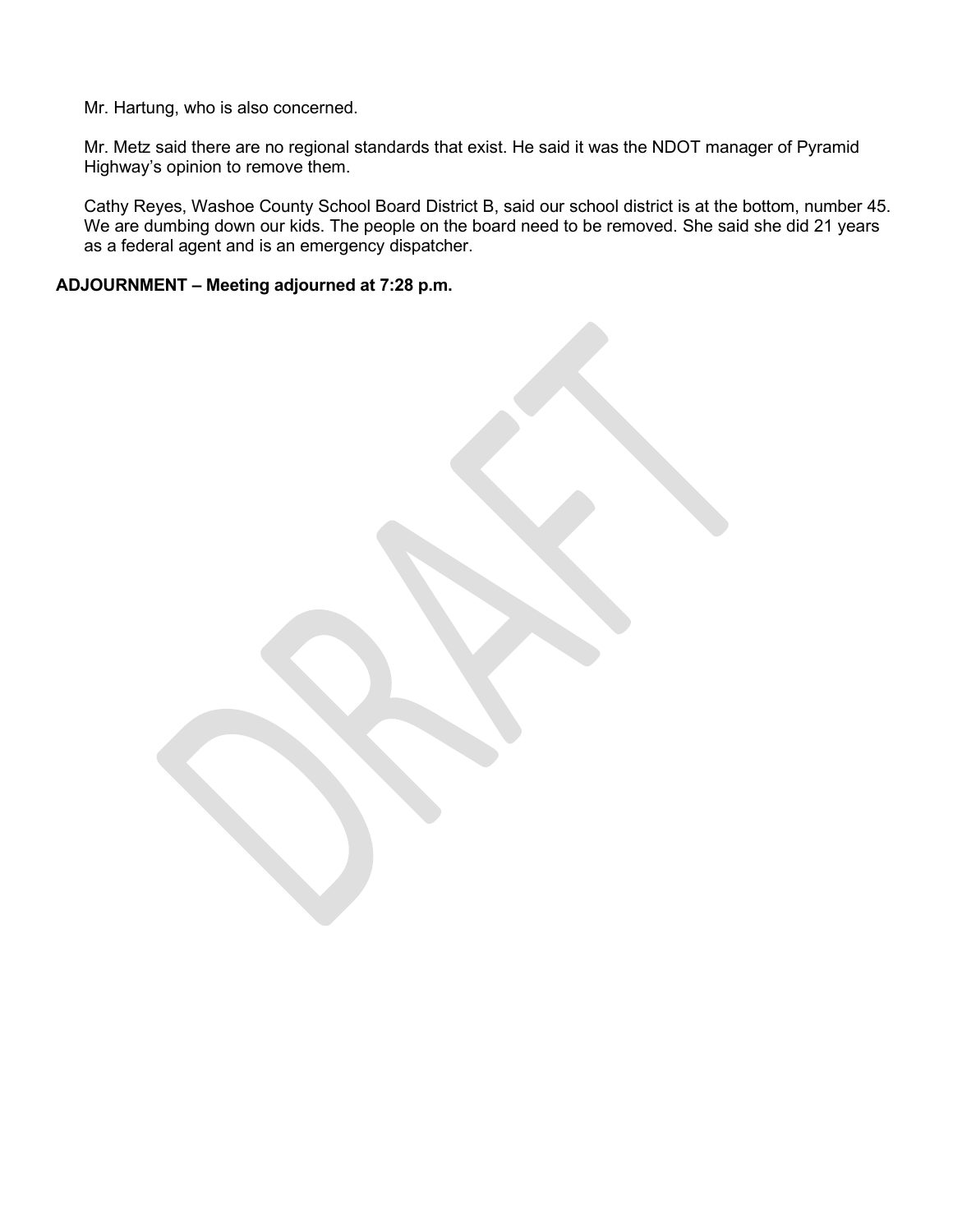Mr. Hartung, who is also concerned.

Mr. Metz said there are no regional standards that exist. He said it was the NDOT manager of Pyramid Highway's opinion to remove them.

Cathy Reyes, Washoe County School Board District B, said our school district is at the bottom, number 45. We are dumbing down our kids. The people on the board need to be removed. She said she did 21 years as a federal agent and is an emergency dispatcher.

**ADJOURNMENT – Meeting adjourned at 7:28 p.m.**